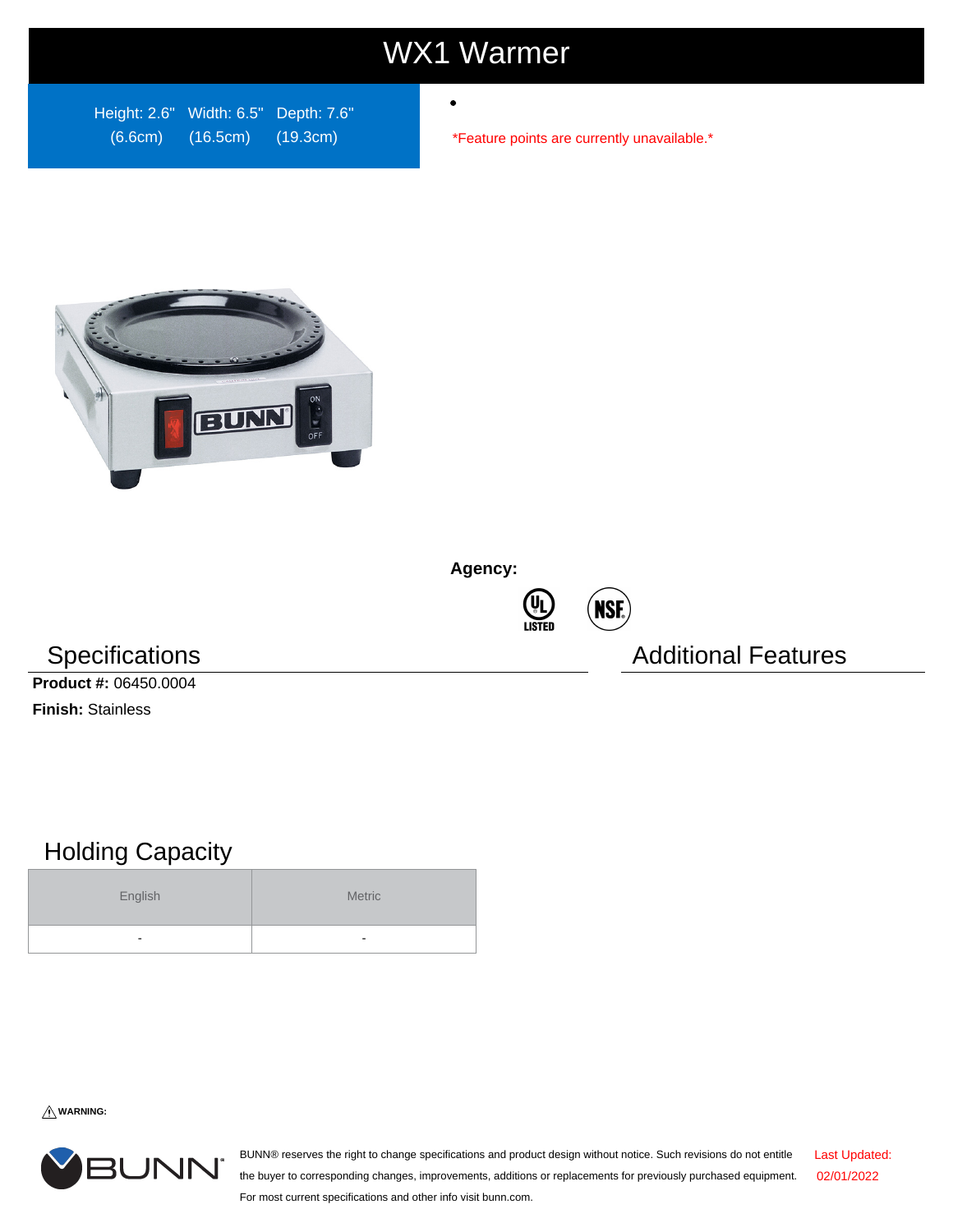# WX1 Warmer

Height: 2.6" (6.6cm) Width: 6.5" (16.5cm) Depth: 7.6" (19.3cm)

- 

*Feature points are currently unavailable.*

**Agency:**

UL LISTED NSF

## Specifications

**Product #:** 06450.0004

**Finish:** Stainless

## Additional Features

## Holding Capacity

| English | Metric |
|---|---|
| - | - |

⚠ **WARNING:**

BUNN® reserves the right to change specifications and product design without notice. Such revisions do not entitle the buyer to corresponding changes, improvements, additions or replacements for previously purchased equipment. For most current specifications and other info visit bunn.com.

Last Updated: 02/01/2022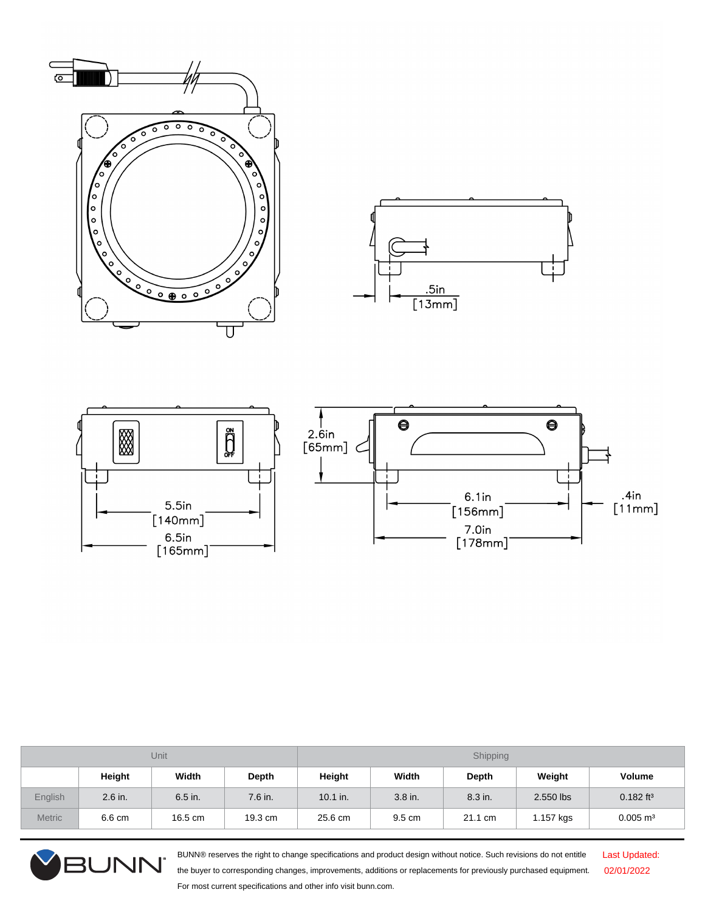.5in
[13mm]

2.6in
[65mm]

5.5in
[140mm]

6.5in
[165mm]

6.1in
[156mm]

7.0in
[178mm]

.4in
[11mm]

ON
OFF

| | Unit | | | Shipping | | | | |
|---|---|---|---|---|---|---|---|---|
| | **Height** | **Width** | **Depth** | **Height** | **Width** | **Depth** | **Weight** | **Volume** |
| English | 2.6 in. | 6.5 in. | 7.6 in. | 10.1 in. | 3.8 in. | 8.3 in. | 2.550 lbs | 0.182 ft³ |
| Metric | 6.6 cm | 16.5 cm | 19.3 cm | 25.6 cm | 9.5 cm | 21.1 cm | 1.157 kgs | 0.005 m³ |

BUNN® reserves the right to change specifications and product design without notice. Such revisions do not entitle the buyer to corresponding changes, improvements, additions or replacements for previously purchased equipment. For most current specifications and other info visit bunn.com.

Last Updated: 02/01/2022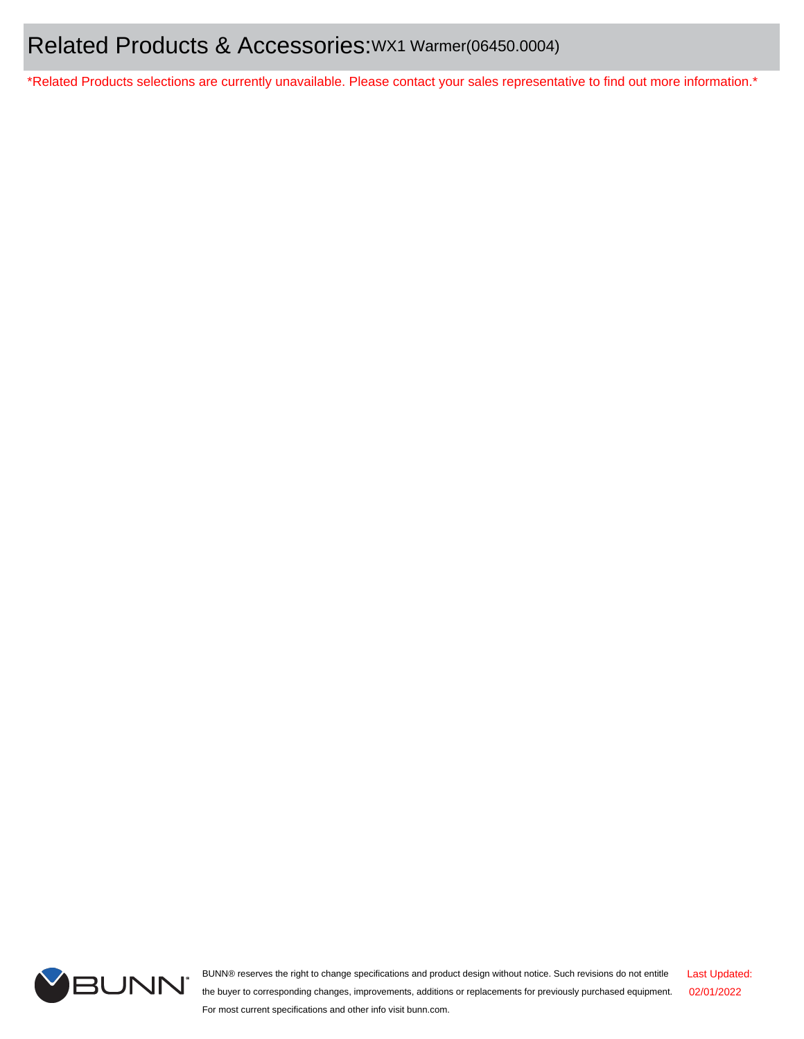# Related Products & Accessories: WX1 Warmer(06450.0004)

*Related Products selections are currently unavailable. Please contact your sales representative to find out more information.*

BUNN® reserves the right to change specifications and product design without notice. Such revisions do not entitle the buyer to corresponding changes, improvements, additions or replacements for previously purchased equipment. For most current specifications and other info visit bunn.com.

Last Updated: 02/01/2022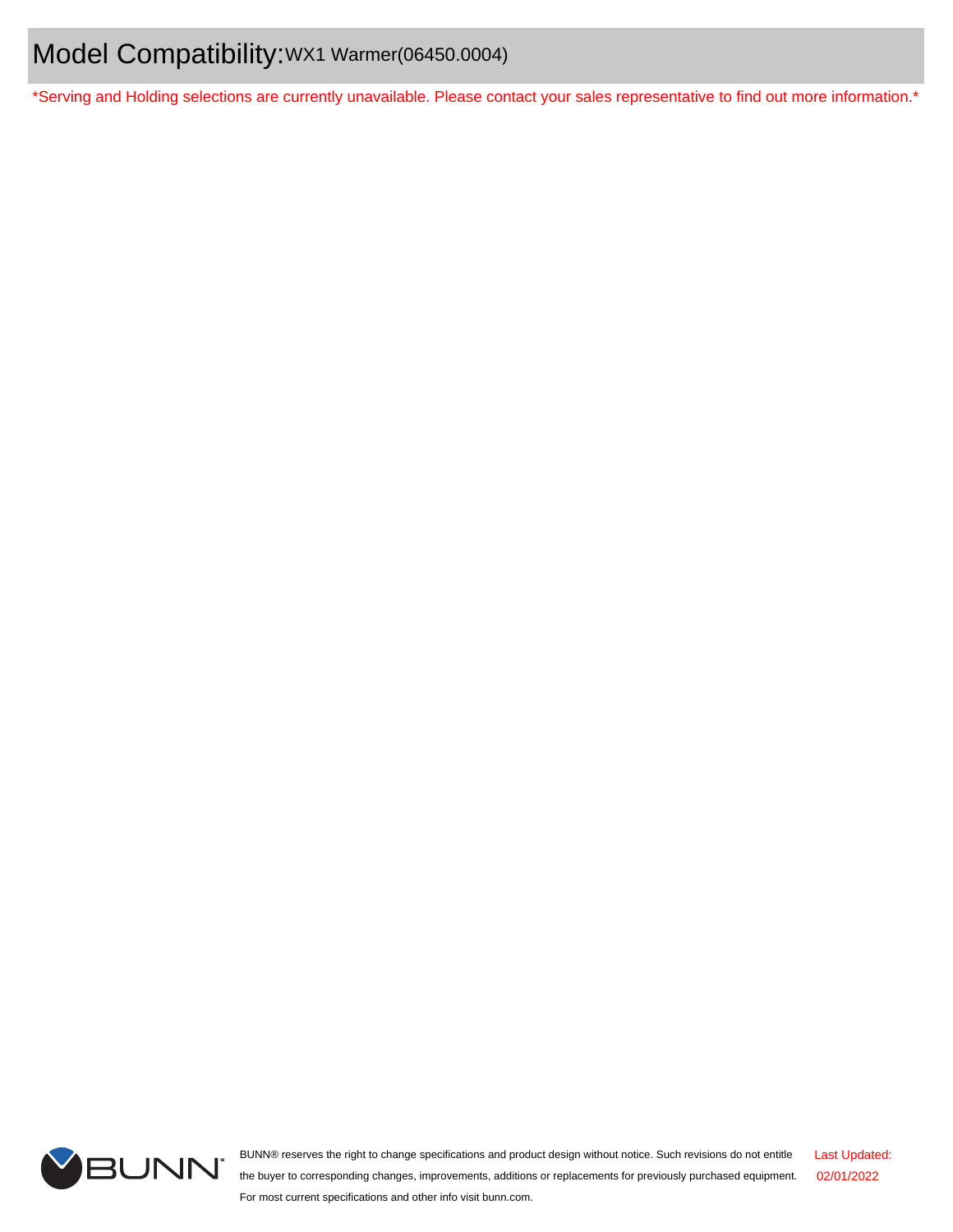# Model Compatibility: WX1 Warmer(06450.0004)

*Serving and Holding selections are currently unavailable. Please contact your sales representative to find out more information.*

BUNN® reserves the right to change specifications and product design without notice. Such revisions do not entitle the buyer to corresponding changes, improvements, additions or replacements for previously purchased equipment. For most current specifications and other info visit bunn.com.

Last Updated: 02/01/2022